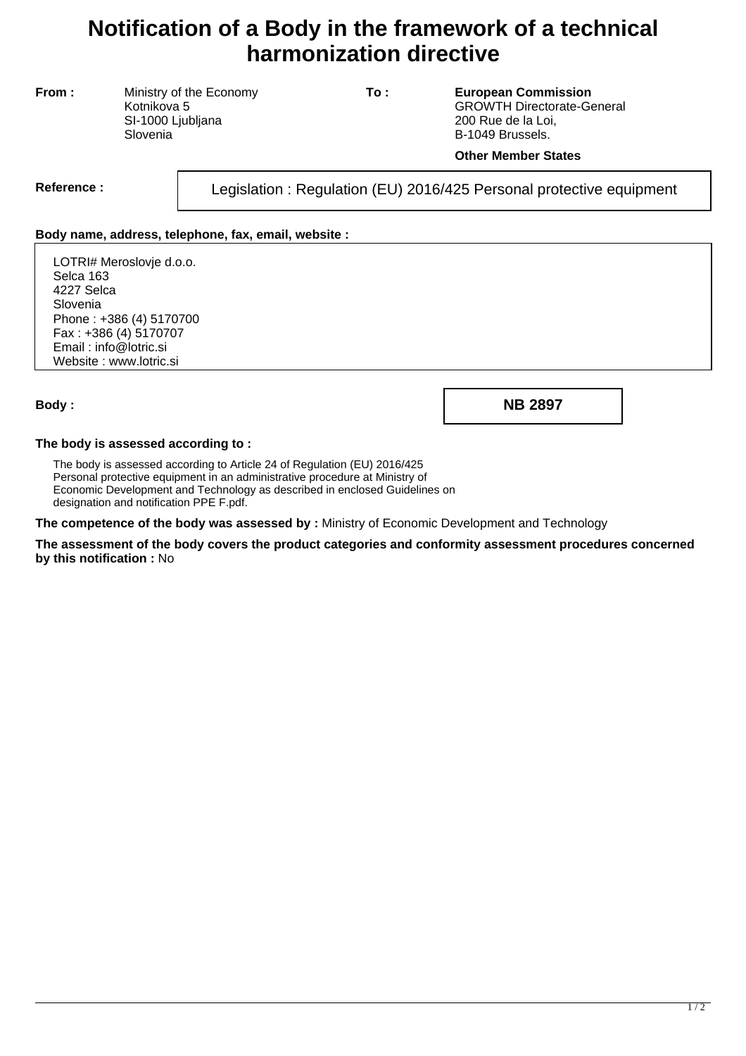# Notification of a Body in the framework of a technical harmonization directive

**From :**

Ministry of the Economy
Kotnikova 5
SI-1000 Ljubljana
Slovenia

**To :**

**European Commission**
GROWTH Directorate-General
200 Rue de la Loi,
B-1049 Brussels.

**Other Member States**

**Reference :** Legislation : Regulation (EU) 2016/425 Personal protective equipment

**Body name, address, telephone, fax, email, website :**

LOTRI# Meroslovje d.o.o.
Selca 163
4227 Selca
Slovenia
Phone : +386 (4) 5170700
Fax : +386 (4) 5170707
Email : info@lotric.si
Website : www.lotric.si

**Body :** **NB 2897**

**The body is assessed according to :**

The body is assessed according to Article 24 of Regulation (EU) 2016/425 Personal protective equipment in an administrative procedure at Ministry of Economic Development and Technology as described in enclosed Guidelines on designation and notification PPE F.pdf.

**The competence of the body was assessed by :** Ministry of Economic Development and Technology

**The assessment of the body covers the product categories and conformity assessment procedures concerned by this notification :** No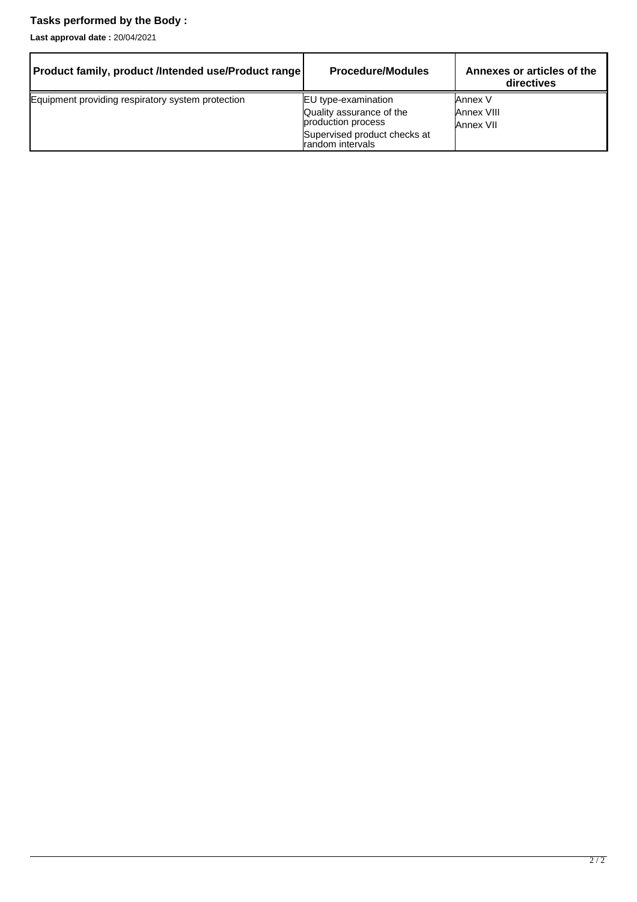**Tasks performed by the Body :**

**Last approval date :** 20/04/2021

| Product family, product /Intended use/Product range | Procedure/Modules | Annexes or articles of the directives |
|---|---|---|
| Equipment providing respiratory system protection | EU type-examination<br>Quality assurance of the production process<br>Supervised product checks at random intervals | Annex V<br>Annex VIII<br>Annex VII |